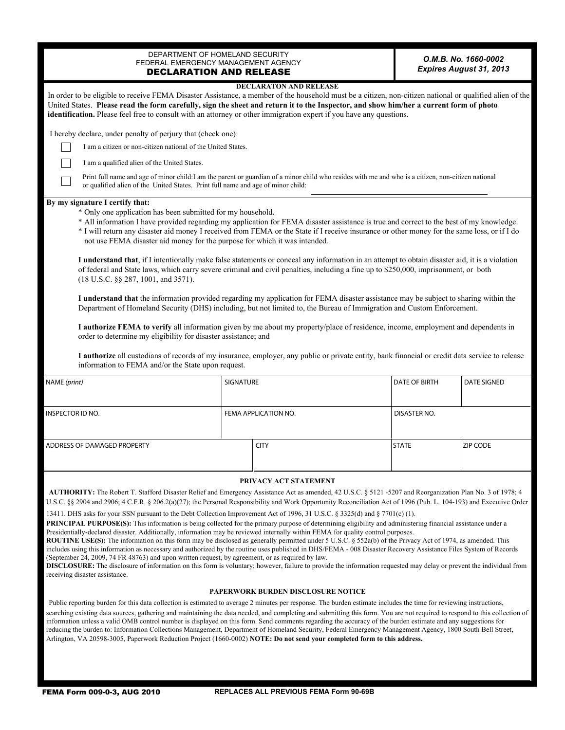DEPARTMENT OF HOMELAND SECURITY
FEDERAL EMERGENCY MANAGEMENT AGENCY

# DECLARATION AND RELEASE

***O.M.B. No. 1660-0002***
***Expires August 31, 2013***

**DECLARATON AND RELEASE**

In order to be eligible to receive FEMA Disaster Assistance, a member of the household must be a citizen, non-citizen national or qualified alien of the United States. **Please read the form carefully, sign the sheet and return it to the Inspector, and show him/her a current form of photo identification.** Please feel free to consult with an attorney or other immigration expert if you have any questions.

I hereby declare, under penalty of perjury that (check one):

- ☐ I am a citizen or non-citizen national of the United States.
- ☐ I am a qualified alien of the United States.
- ☐ Print full name and age of minor child:I am the parent or guardian of a minor child who resides with me and who is a citizen, non-citizen national or qualified alien of the United States. Print full name and age of minor child: \_\_\_\_\_\_\_\_\_\_\_\_\_\_\_\_\_\_\_\_\_\_\_\_\_\_\_\_\_\_\_\_\_\_\_\_\_\_\_\_

**By my signature I certify that:**

* Only one application has been submitted for my household.
* All information I have provided regarding my application for FEMA disaster assistance is true and correct to the best of my knowledge.
* I will return any disaster aid money I received from FEMA or the State if I receive insurance or other money for the same loss, or if I do not use FEMA disaster aid money for the purpose for which it was intended.

**I understand that**, if I intentionally make false statements or conceal any information in an attempt to obtain disaster aid, it is a violation of federal and State laws, which carry severe criminal and civil penalties, including a fine up to $250,000, imprisonment, or both (18 U.S.C. §§ 287, 1001, and 3571).

**I understand that** the information provided regarding my application for FEMA disaster assistance may be subject to sharing within the Department of Homeland Security (DHS) including, but not limited to, the Bureau of Immigration and Custom Enforcement.

**I authorize FEMA to verify** all information given by me about my property/place of residence, income, employment and dependents in order to determine my eligibility for disaster assistance; and

**I authorize** all custodians of records of my insurance, employer, any public or private entity, bank financial or credit data service to release information to FEMA and/or the State upon request.

| NAME *(print)* | SIGNATURE | DATE OF BIRTH | DATE SIGNED |
|---|---|---|---|
| | | | |

| INSPECTOR ID NO. | FEMA APPLICATION NO. | DISASTER NO. |
|---|---|---|
| | | |

| ADDRESS OF DAMAGED PROPERTY | CITY | STATE | ZIP CODE |
|---|---|---|---|
| | | | |

**PRIVACY ACT STATEMENT**

**AUTHORITY:** The Robert T. Stafford Disaster Relief and Emergency Assistance Act as amended, 42 U.S.C. § 5121 -5207 and Reorganization Plan No. 3 of 1978; 4 U.S.C. §§ 2904 and 2906; 4 C.F.R. § 206.2(a)(27); the Personal Responsibility and Work Opportunity Reconciliation Act of 1996 (Pub. L. 104-193) and Executive Order 13411. DHS asks for your SSN pursuant to the Debt Collection Improvement Act of 1996, 31 U.S.C. § 3325(d) and § 7701(c) (1).

**PRINCIPAL PURPOSE(S):** This information is being collected for the primary purpose of determining eligibility and administering financial assistance under a Presidentially-declared disaster. Additionally, information may be reviewed internally within FEMA for quality control purposes.

**ROUTINE USE(S):** The information on this form may be disclosed as generally permitted under 5 U.S.C. § 552a(b) of the Privacy Act of 1974, as amended. This includes using this information as necessary and authorized by the routine uses published in DHS/FEMA - 008 Disaster Recovery Assistance Files System of Records (September 24, 2009, 74 FR 48763) and upon written request, by agreement, or as required by law.

**DISCLOSURE:** The disclosure of information on this form is voluntary; however, failure to provide the information requested may delay or prevent the individual from receiving disaster assistance.

**PAPERWORK BURDEN DISCLOSURE NOTICE**

Public reporting burden for this data collection is estimated to average 2 minutes per response. The burden estimate includes the time for reviewing instructions, searching existing data sources, gathering and maintaining the data needed, and completing and submitting this form. You are not required to respond to this collection of information unless a valid OMB control number is displayed on this form. Send comments regarding the accuracy of the burden estimate and any suggestions for reducing the burden to: Information Collections Management, Department of Homeland Security, Federal Emergency Management Agency, 1800 South Bell Street, Arlington, VA 20598-3005, Paperwork Reduction Project (1660-0002) **NOTE: Do not send your completed form to this address.**

**FEMA Form 009-0-3, AUG 2010** **REPLACES ALL PREVIOUS FEMA Form 90-69B**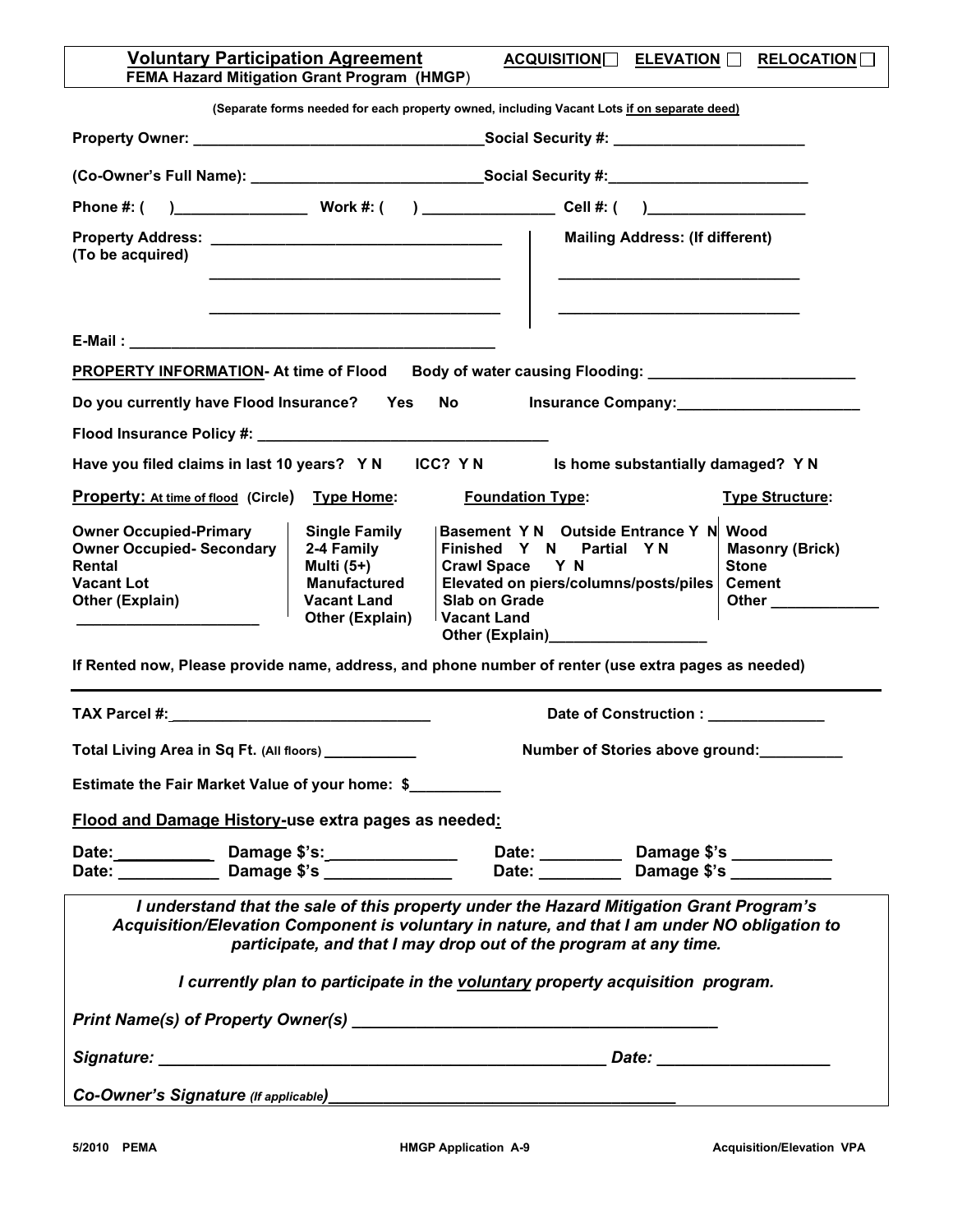**Voluntary Participation Agreement** **ACQUISITION** ☐ **ELEVATION** ☐ **RELOCATION** ☐
**FEMA Hazard Mitigation Grant Program (HMGP)**

**(Separate forms needed for each property owned, including Vacant Lots if on separate deed)**

**Property Owner:** ______________________________ **Social Security #:** ____________________

**(Co-Owner's Full Name):** __________________________ **Social Security #:** ____________________

**Phone #:** ( )______________ **Work #:** ( ) ______________ **Cell #:** ( )________________

**Property Address:** ______________________________
**(To be acquired)**
______________________________
______________________________

**Mailing Address: (If different)**
__________________________
__________________________

**E-Mail :** ________________________________________

**PROPERTY INFORMATION- At time of Flood** **Body of water causing Flooding:** ______________________

**Do you currently have Flood Insurance? Yes No** **Insurance Company:**____________________

**Flood Insurance Policy #:** ______________________________

**Have you filed claims in last 10 years? Y N** **ICC? Y N** **Is home substantially damaged? Y N**

| **Property: At time of flood (Circle)** | **Type Home:** | **Foundation Type:** | **Type Structure:** |
|---|---|---|---|
| Owner Occupied-Primary | Single Family | Basement Y N Outside Entrance Y N | Wood |
| Owner Occupied- Secondary | 2-4 Family | Finished Y N Partial Y N | Masonry (Brick) |
| Rental | Multi (5+) | Crawl Space Y N | Stone |
| Vacant Lot | Manufactured | Elevated on piers/columns/posts/piles | Cement |
| Other (Explain) | Vacant Land | Slab on Grade | Other ___________ |
| ____________________ | Other (Explain) | Vacant Land | |
| | | Other (Explain)________________ | |

**If Rented now, Please provide name, address, and phone number of renter (use extra pages as needed)**

**TAX Parcel #:**____________________________ **Date of Construction :** ____________

**Total Living Area in Sq Ft. (All floors)** __________ **Number of Stories above ground:**_________

**Estimate the Fair Market Value of your home: $**__________

**Flood and Damage History-use extra pages as needed:**

**Date:**__________ **Damage $'s:**_____________ **Date:** _________ **Damage $'s** __________
**Date:** __________ **Damage $'s** _____________ **Date:** _________ **Damage $'s** __________

***I understand that the sale of this property under the Hazard Mitigation Grant Program's Acquisition/Elevation Component is voluntary in nature, and that I am under NO obligation to participate, and that I may drop out of the program at any time.***

***I currently plan to participate in the voluntary property acquisition program.***

***Print Name(s) of Property Owner(s)*** ____________________________________

***Signature:*** _____________________________________________ ***Date:*** ________________

***Co-Owner's Signature (If applicable)***__________________________________

5/2010 PEMA HMGP Application A-9 Acquisition/Elevation VPA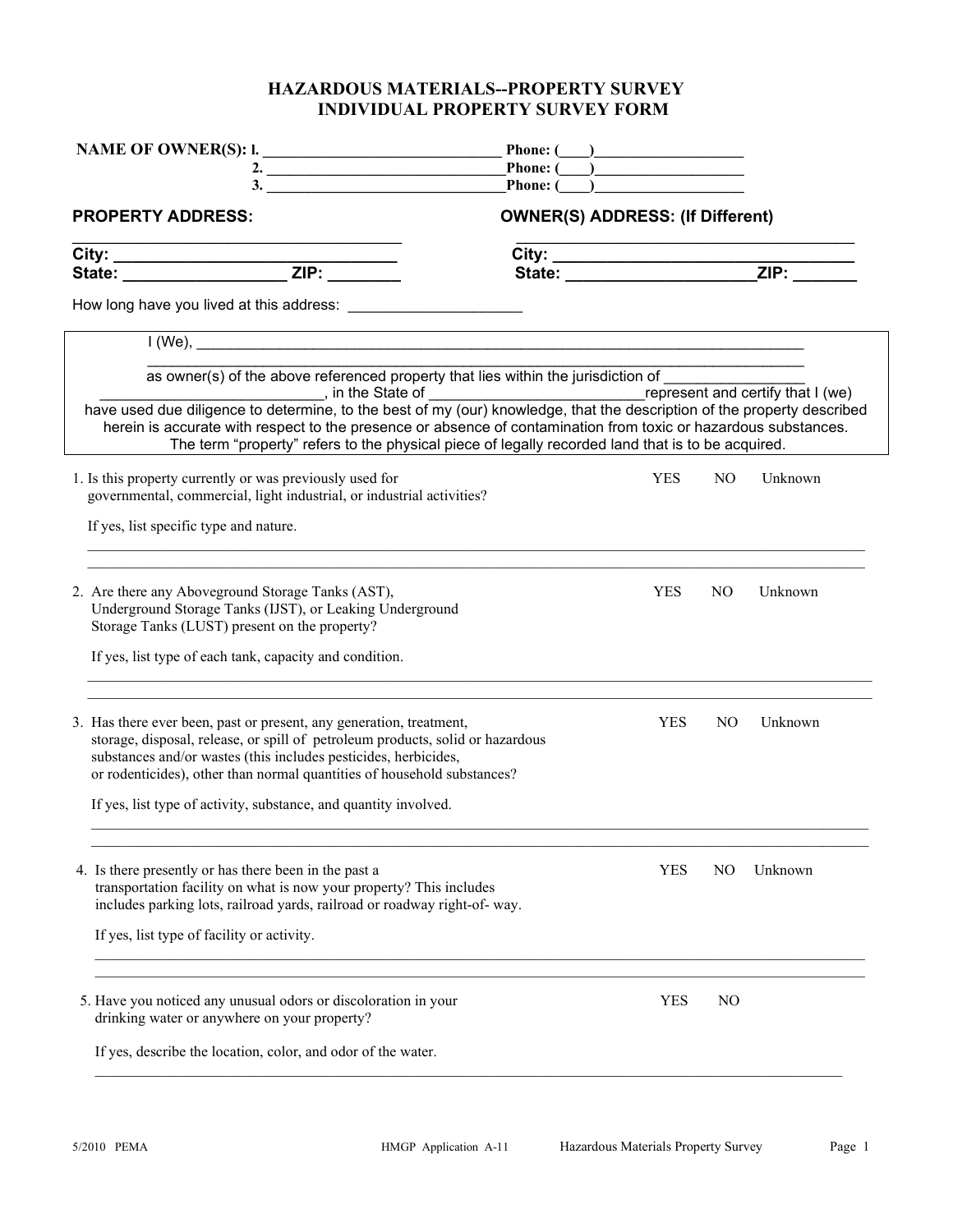# HAZARDOUS MATERIALS--PROPERTY SURVEY
## INDIVIDUAL PROPERTY SURVEY FORM

**NAME OF OWNER(S):** 1. ______________________________ **Phone: (____)__________________**
2. ______________________________ **Phone: (____)__________________**
3. ______________________________ **Phone: (____)__________________**

| **PROPERTY ADDRESS:** | **OWNER(S) ADDRESS: (If Different)** |
|---|---|
| ________________________________ | ________________________________ |
| **City:** ________________________ | **City:** ________________________ |
| **State:** ______________ **ZIP:** ________ | **State:** ______________ **ZIP:** ________ |

How long have you lived at this address: ____________________

I (We), ______________________________________________________________________
______________________________________________________________________
as owner(s) of the above referenced property that lies within the jurisdiction of ________________
__________________________, in the State of __________________________represent and certify that I (we) have used due diligence to determine, to the best of my (our) knowledge, that the description of the property described herein is accurate with respect to the presence or absence of contamination from toxic or hazardous substances. The term "property" refers to the physical piece of legally recorded land that is to be acquired.

1. Is this property currently or was previously used for governmental, commercial, light industrial, or industrial activities? YES NO Unknown

   If yes, list specific type and nature.

   ______________________________________________________________________
   ______________________________________________________________________

2. Are there any Aboveground Storage Tanks (AST), Underground Storage Tanks (IJST), or Leaking Underground Storage Tanks (LUST) present on the property? YES NO Unknown

   If yes, list type of each tank, capacity and condition.

   ______________________________________________________________________
   ______________________________________________________________________

3. Has there ever been, past or present, any generation, treatment, storage, disposal, release, or spill of petroleum products, solid or hazardous substances and/or wastes (this includes pesticides, herbicides, or rodenticides), other than normal quantities of household substances? YES NO Unknown

   If yes, list type of activity, substance, and quantity involved.

   ______________________________________________________________________
   ______________________________________________________________________

4. Is there presently or has there been in the past a transportation facility on what is now your property? This includes includes parking lots, railroad yards, railroad or roadway right-of- way. YES NO Unknown

   If yes, list type of facility or activity.

   ______________________________________________________________________
   ______________________________________________________________________

5. Have you noticed any unusual odors or discoloration in your drinking water or anywhere on your property? YES NO

   If yes, describe the location, color, and odor of the water.

   ______________________________________________________________________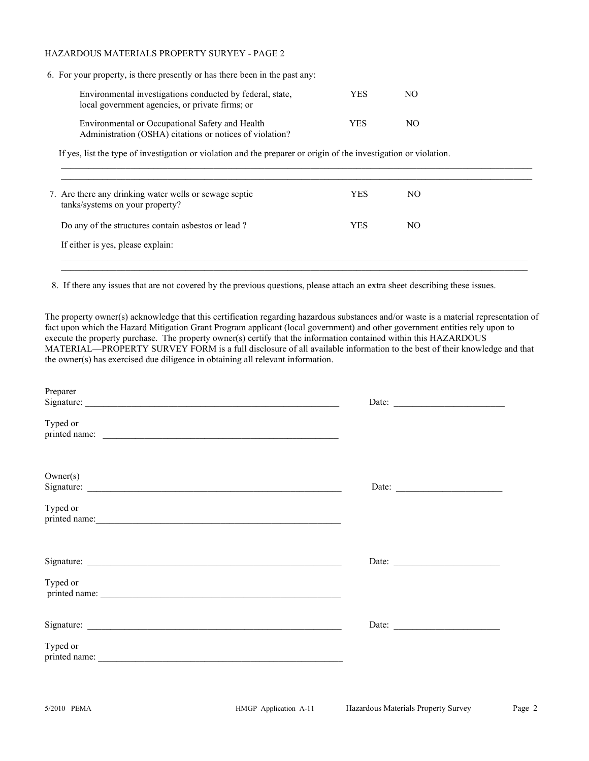HAZARDOUS MATERIALS PROPERTY SURVEY - PAGE 2

6. For your property, is there presently or has there been in the past any:

| | | |
|---|---|---|
| Environmental investigations conducted by federal, state, local government agencies, or private firms; or | YES | NO |
| Environmental or Occupational Safety and Health Administration (OSHA) citations or notices of violation? | YES | NO |

If yes, list the type of investigation or violation and the preparer or origin of the investigation or violation.

\_\_\_\_\_\_\_\_\_\_\_\_\_\_\_\_\_\_\_\_\_\_\_\_\_\_\_\_\_\_\_\_\_\_\_\_\_\_\_\_\_\_\_\_\_\_\_\_\_\_\_\_\_\_\_\_\_\_\_\_\_\_\_\_\_\_\_\_\_\_\_\_\_\_\_\_

\_\_\_\_\_\_\_\_\_\_\_\_\_\_\_\_\_\_\_\_\_\_\_\_\_\_\_\_\_\_\_\_\_\_\_\_\_\_\_\_\_\_\_\_\_\_\_\_\_\_\_\_\_\_\_\_\_\_\_\_\_\_\_\_\_\_\_\_\_\_\_\_\_\_\_\_

7. Are there any drinking water wells or sewage septic tanks/systems on your property?

| | | |
|---|---|---|
| Are there any drinking water wells or sewage septic tanks/systems on your property? | YES | NO |
| Do any of the structures contain asbestos or lead ? | YES | NO |

If either is yes, please explain:

\_\_\_\_\_\_\_\_\_\_\_\_\_\_\_\_\_\_\_\_\_\_\_\_\_\_\_\_\_\_\_\_\_\_\_\_\_\_\_\_\_\_\_\_\_\_\_\_\_\_\_\_\_\_\_\_\_\_\_\_\_\_\_\_\_\_\_\_\_\_\_\_\_\_\_\_

\_\_\_\_\_\_\_\_\_\_\_\_\_\_\_\_\_\_\_\_\_\_\_\_\_\_\_\_\_\_\_\_\_\_\_\_\_\_\_\_\_\_\_\_\_\_\_\_\_\_\_\_\_\_\_\_\_\_\_\_\_\_\_\_\_\_\_\_\_\_\_\_\_\_\_\_

8. If there any issues that are not covered by the previous questions, please attach an extra sheet describing these issues.

The property owner(s) acknowledge that this certification regarding hazardous substances and/or waste is a material representation of fact upon which the Hazard Mitigation Grant Program applicant (local government) and other government entities rely upon to execute the property purchase. The property owner(s) certify that the information contained within this HAZARDOUS MATERIAL—PROPERTY SURVEY FORM is a full disclosure of all available information to the best of their knowledge and that the owner(s) has exercised due diligence in obtaining all relevant information.

Preparer
Signature: \_\_\_\_\_\_\_\_\_\_\_\_\_\_\_\_\_\_\_\_\_\_\_\_\_\_\_\_\_\_\_\_\_\_ Date: \_\_\_\_\_\_\_\_\_\_\_\_\_\_\_\_

Typed or
printed name: \_\_\_\_\_\_\_\_\_\_\_\_\_\_\_\_\_\_\_\_\_\_\_\_\_\_\_\_\_\_\_\_\_\_

Owner(s)
Signature: \_\_\_\_\_\_\_\_\_\_\_\_\_\_\_\_\_\_\_\_\_\_\_\_\_\_\_\_\_\_\_\_\_\_ Date: \_\_\_\_\_\_\_\_\_\_\_\_\_\_\_\_

Typed or
printed name: \_\_\_\_\_\_\_\_\_\_\_\_\_\_\_\_\_\_\_\_\_\_\_\_\_\_\_\_\_\_\_\_\_\_

Signature: \_\_\_\_\_\_\_\_\_\_\_\_\_\_\_\_\_\_\_\_\_\_\_\_\_\_\_\_\_\_\_\_\_\_ Date: \_\_\_\_\_\_\_\_\_\_\_\_\_\_\_\_

Typed or
printed name: \_\_\_\_\_\_\_\_\_\_\_\_\_\_\_\_\_\_\_\_\_\_\_\_\_\_\_\_\_\_\_\_\_\_

Signature: \_\_\_\_\_\_\_\_\_\_\_\_\_\_\_\_\_\_\_\_\_\_\_\_\_\_\_\_\_\_\_\_\_\_ Date: \_\_\_\_\_\_\_\_\_\_\_\_\_\_\_\_

Typed or
printed name: \_\_\_\_\_\_\_\_\_\_\_\_\_\_\_\_\_\_\_\_\_\_\_\_\_\_\_\_\_\_\_\_\_\_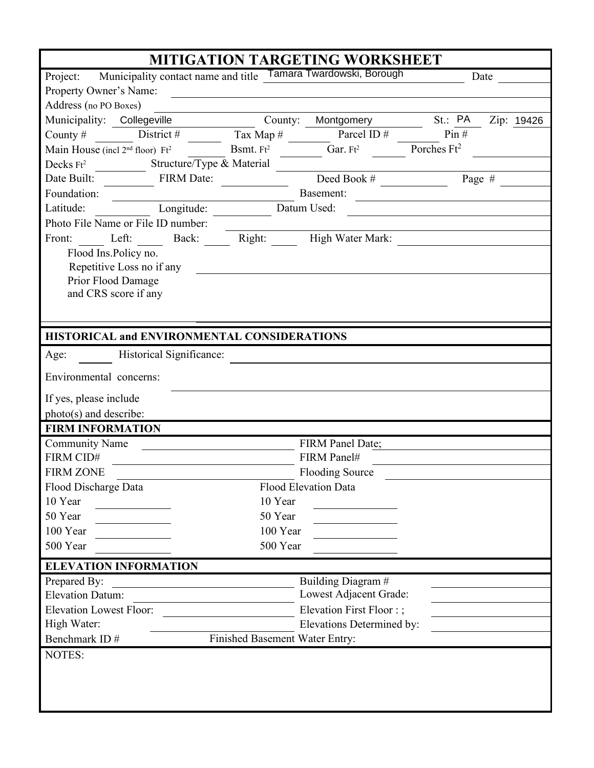# MITIGATION TARGETING WORKSHEET

Project: Municipality contact name and title Tamara Twardowski, Borough Date

Property Owner's Name:

Address (no PO Boxes)

Municipality: Collegeville County: Montgomery St.: PA Zip: 19426

County # District # Tax Map # Parcel ID # Pin #

Main House (incl 2nd floor) Ft² Bsmt. Ft² Gar. Ft² Porches Ft²

Decks Ft² Structure/Type & Material

Date Built: FIRM Date: Deed Book # Page #

Foundation: Basement:

Latitude: Longitude: Datum Used:

Photo File Name or File ID number:

Front: Left: Back: Right: High Water Mark:

Flood Ins.Policy no.

Repetitive Loss no if any

Prior Flood Damage and CRS score if any

## HISTORICAL and ENVIRONMENTAL CONSIDERATIONS

Age: Historical Significance:

Environmental concerns:

If yes, please include photo(s) and describe:

## FIRM INFORMATION

Community Name FIRM Panel Date;

FIRM CID# FIRM Panel#

FIRM ZONE Flooding Source

| Flood Discharge Data | | Flood Elevation Data | |
|---|---|---|---|
| 10 Year | | 10 Year | |
| 50 Year | | 50 Year | |
| 100 Year | | 100 Year | |
| 500 Year | | 500 Year | |

## ELEVATION INFORMATION

Prepared By: Building Diagram #

Elevation Datum: Lowest Adjacent Grade:

Elevation Lowest Floor: Elevation First Floor : ;

High Water: Elevations Determined by:

Benchmark ID # Finished Basement Water Entry:

NOTES: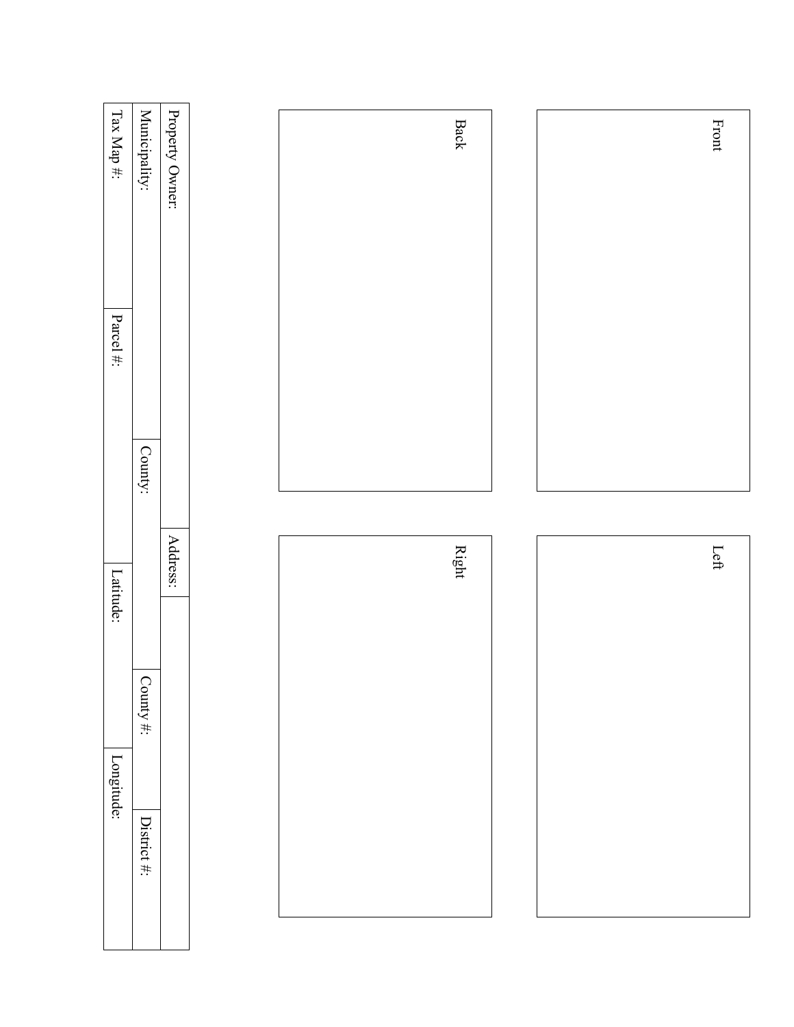Front

Left

Back

Right

| | | | | |
|---|---|---|---|---|
| Property Owner: | | Address: | | |
| Municipality: | County: | | County #: | District #: |
| Tax Map #: | Parcel #: | Latitude: | | Longitude: |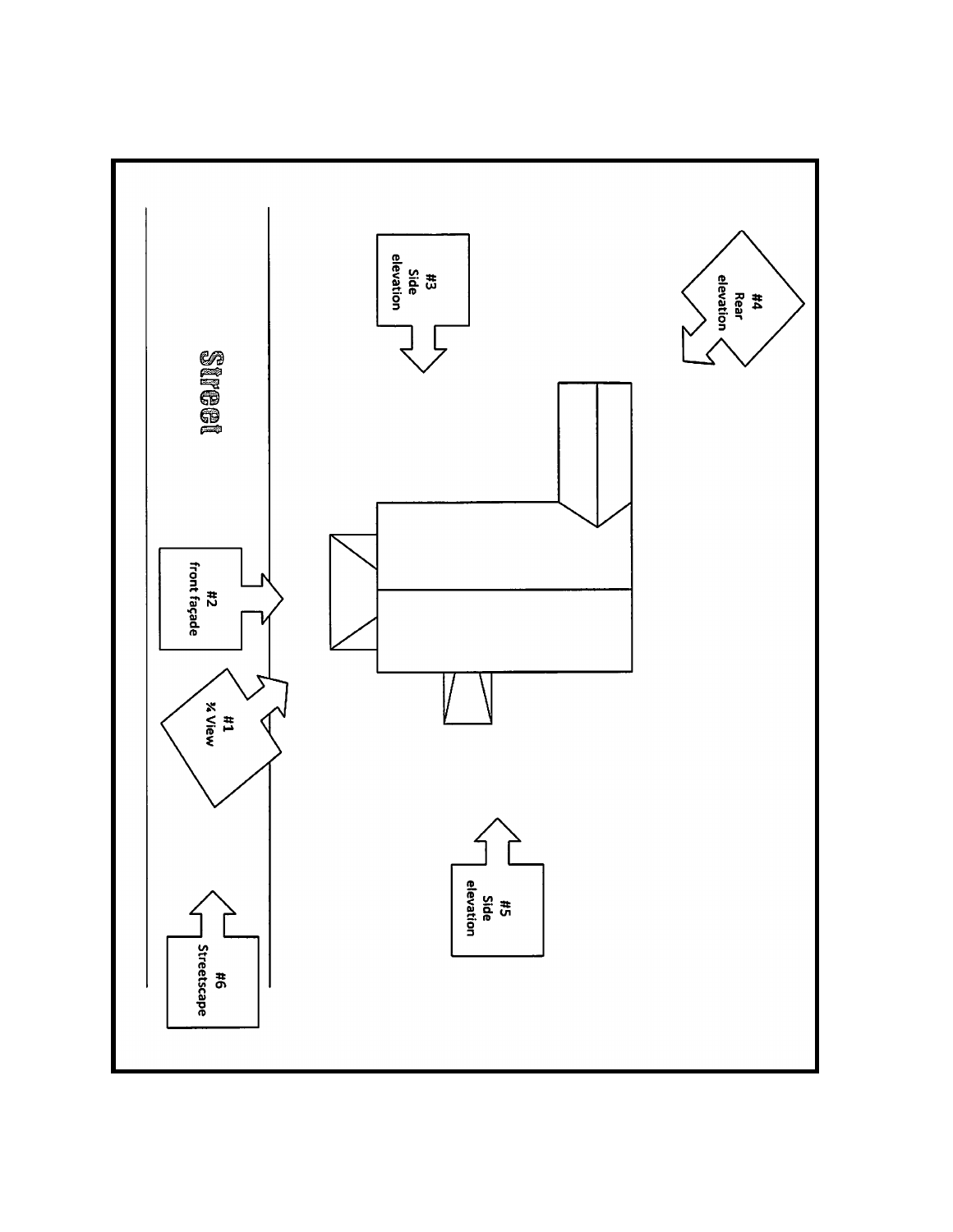Street

#1
¾ View

#2
front façade

#3
Side
elevation

#4
Rear
elevation

#5
Side
elevation

#6
Streetscape